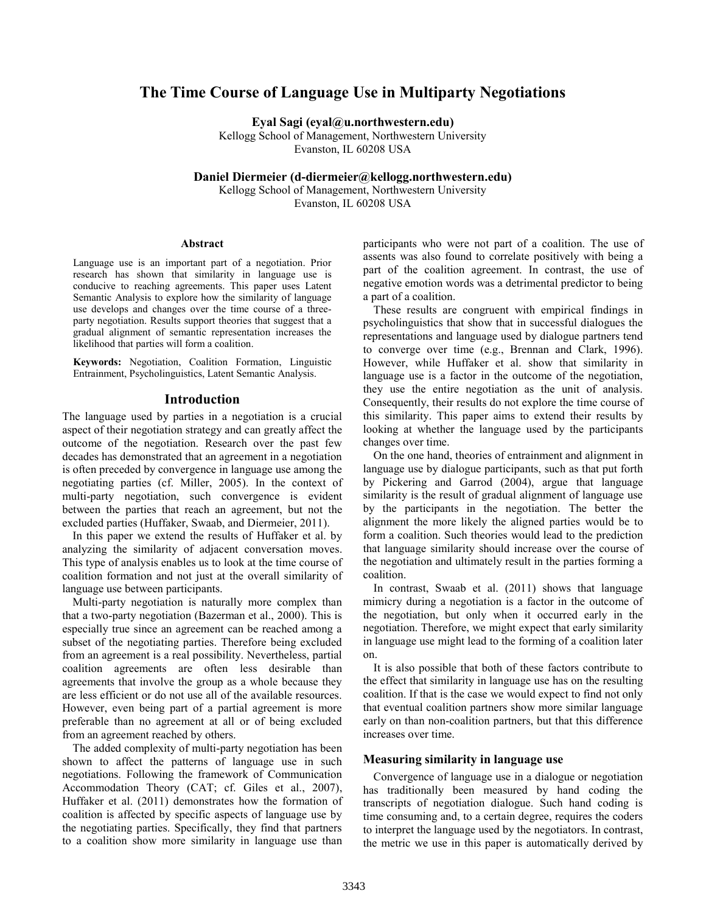# The Time Course of Language Use in Multiparty Negotiations

**Eyal Sagi (eyal@u.northwestern.edu)**
Kellogg School of Management, Northwestern University
Evanston, IL 60208 USA

**Daniel Diermeier (d-diermeier@kellogg.northwestern.edu)**
Kellogg School of Management, Northwestern University
Evanston, IL 60208 USA

## Abstract

Language use is an important part of a negotiation. Prior research has shown that similarity in language use is conducive to reaching agreements. This paper uses Latent Semantic Analysis to explore how the similarity of language use develops and changes over the time course of a three-party negotiation. Results support theories that suggest that a gradual alignment of semantic representation increases the likelihood that parties will form a coalition.

**Keywords:** Negotiation, Coalition Formation, Linguistic Entrainment, Psycholinguistics, Latent Semantic Analysis.

## Introduction

The language used by parties in a negotiation is a crucial aspect of their negotiation strategy and can greatly affect the outcome of the negotiation. Research over the past few decades has demonstrated that an agreement in a negotiation is often preceded by convergence in language use among the negotiating parties (cf. Miller, 2005). In the context of multi-party negotiation, such convergence is evident between the parties that reach an agreement, but not the excluded parties (Huffaker, Swaab, and Diermeier, 2011).

In this paper we extend the results of Huffaker et al. by analyzing the similarity of adjacent conversation moves. This type of analysis enables us to look at the time course of coalition formation and not just at the overall similarity of language use between participants.

Multi-party negotiation is naturally more complex than that a two-party negotiation (Bazerman et al., 2000). This is especially true since an agreement can be reached among a subset of the negotiating parties. Therefore being excluded from an agreement is a real possibility. Nevertheless, partial coalition agreements are often less desirable than agreements that involve the group as a whole because they are less efficient or do not use all of the available resources. However, even being part of a partial agreement is more preferable than no agreement at all or of being excluded from an agreement reached by others.

The added complexity of multi-party negotiation has been shown to affect the patterns of language use in such negotiations. Following the framework of Communication Accommodation Theory (CAT; cf. Giles et al., 2007), Huffaker et al. (2011) demonstrates how the formation of coalition is affected by specific aspects of language use by the negotiating parties. Specifically, they find that partners to a coalition show more similarity in language use than participants who were not part of a coalition. The use of assents was also found to correlate positively with being a part of the coalition agreement. In contrast, the use of negative emotion words was a detrimental predictor to being a part of a coalition.

These results are congruent with empirical findings in psycholinguistics that show that in successful dialogues the representations and language used by dialogue partners tend to converge over time (e.g., Brennan and Clark, 1996). However, while Huffaker et al. show that similarity in language use is a factor in the outcome of the negotiation, they use the entire negotiation as the unit of analysis. Consequently, their results do not explore the time course of this similarity. This paper aims to extend their results by looking at whether the language used by the participants changes over time.

On the one hand, theories of entrainment and alignment in language use by dialogue participants, such as that put forth by Pickering and Garrod (2004), argue that language similarity is the result of gradual alignment of language use by the participants in the negotiation. The better the alignment the more likely the aligned parties would be to form a coalition. Such theories would lead to the prediction that language similarity should increase over the course of the negotiation and ultimately result in the parties forming a coalition.

In contrast, Swaab et al. (2011) shows that language mimicry during a negotiation is a factor in the outcome of the negotiation, but only when it occurred early in the negotiation. Therefore, we might expect that early similarity in language use might lead to the forming of a coalition later on.

It is also possible that both of these factors contribute to the effect that similarity in language use has on the resulting coalition. If that is the case we would expect to find not only that eventual coalition partners show more similar language early on than non-coalition partners, but that this difference increases over time.

### Measuring similarity in language use

Convergence of language use in a dialogue or negotiation has traditionally been measured by hand coding the transcripts of negotiation dialogue. Such hand coding is time consuming and, to a certain degree, requires the coders to interpret the language used by the negotiators. In contrast, the metric we use in this paper is automatically derived by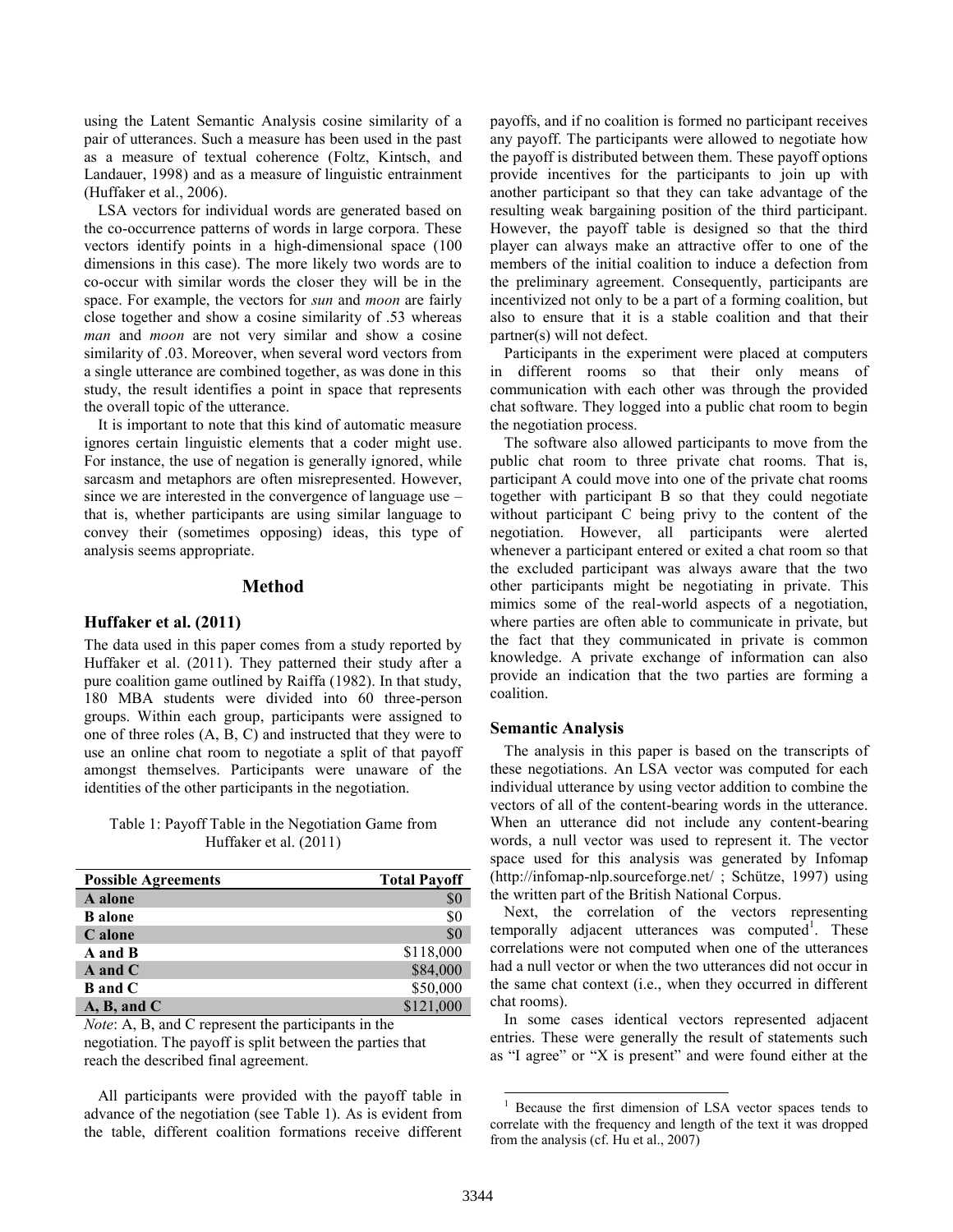using the Latent Semantic Analysis cosine similarity of a pair of utterances. Such a measure has been used in the past as a measure of textual coherence (Foltz, Kintsch, and Landauer, 1998) and as a measure of linguistic entrainment (Huffaker et al., 2006).

LSA vectors for individual words are generated based on the co-occurrence patterns of words in large corpora. These vectors identify points in a high-dimensional space (100 dimensions in this case). The more likely two words are to co-occur with similar words the closer they will be in the space. For example, the vectors for *sun* and *moon* are fairly close together and show a cosine similarity of .53 whereas *man* and *moon* are not very similar and show a cosine similarity of .03. Moreover, when several word vectors from a single utterance are combined together, as was done in this study, the result identifies a point in space that represents the overall topic of the utterance.

It is important to note that this kind of automatic measure ignores certain linguistic elements that a coder might use. For instance, the use of negation is generally ignored, while sarcasm and metaphors are often misrepresented. However, since we are interested in the convergence of language use – that is, whether participants are using similar language to convey their (sometimes opposing) ideas, this type of analysis seems appropriate.

## Method

### Huffaker et al. (2011)

The data used in this paper comes from a study reported by Huffaker et al. (2011). They patterned their study after a pure coalition game outlined by Raiffa (1982). In that study, 180 MBA students were divided into 60 three-person groups. Within each group, participants were assigned to one of three roles (A, B, C) and instructed that they were to use an online chat room to negotiate a split of that payoff amongst themselves. Participants were unaware of the identities of the other participants in the negotiation.

Table 1: Payoff Table in the Negotiation Game from Huffaker et al. (2011)

| Possible Agreements | Total Payoff |
| --- | ---: |
| **A alone** | $0 |
| **B alone** | $0 |
| **C alone** | $0 |
| **A and B** | $118,000 |
| **A and C** | $84,000 |
| **B and C** | $50,000 |
| **A, B, and C** | $121,000 |

*Note*: A, B, and C represent the participants in the negotiation. The payoff is split between the parties that reach the described final agreement.

All participants were provided with the payoff table in advance of the negotiation (see Table 1). As is evident from the table, different coalition formations receive different payoffs, and if no coalition is formed no participant receives any payoff. The participants were allowed to negotiate how the payoff is distributed between them. These payoff options provide incentives for the participants to join up with another participant so that they can take advantage of the resulting weak bargaining position of the third participant. However, the payoff table is designed so that the third player can always make an attractive offer to one of the members of the initial coalition to induce a defection from the preliminary agreement. Consequently, participants are incentivized not only to be a part of a forming coalition, but also to ensure that it is a stable coalition and that their partner(s) will not defect.

Participants in the experiment were placed at computers in different rooms so that their only means of communication with each other was through the provided chat software. They logged into a public chat room to begin the negotiation process.

The software also allowed participants to move from the public chat room to three private chat rooms. That is, participant A could move into one of the private chat rooms together with participant B so that they could negotiate without participant C being privy to the content of the negotiation. However, all participants were alerted whenever a participant entered or exited a chat room so that the excluded participant was always aware that the two other participants might be negotiating in private. This mimics some of the real-world aspects of a negotiation, where parties are often able to communicate in private, but the fact that they communicated in private is common knowledge. A private exchange of information can also provide an indication that the two parties are forming a coalition.

### Semantic Analysis

The analysis in this paper is based on the transcripts of these negotiations. An LSA vector was computed for each individual utterance by using vector addition to combine the vectors of all of the content-bearing words in the utterance. When an utterance did not include any content-bearing words, a null vector was used to represent it. The vector space used for this analysis was generated by Infomap (http://infomap-nlp.sourceforge.net/ ; Schütze, 1997) using the written part of the British National Corpus.

Next, the correlation of the vectors representing temporally adjacent utterances was computed[1]. These correlations were not computed when one of the utterances had a null vector or when the two utterances did not occur in the same chat context (i.e., when they occurred in different chat rooms).

In some cases identical vectors represented adjacent entries. These were generally the result of statements such as "I agree" or "X is present" and were found either at the

[1] Because the first dimension of LSA vector spaces tends to correlate with the frequency and length of the text it was dropped from the analysis (cf. Hu et al., 2007)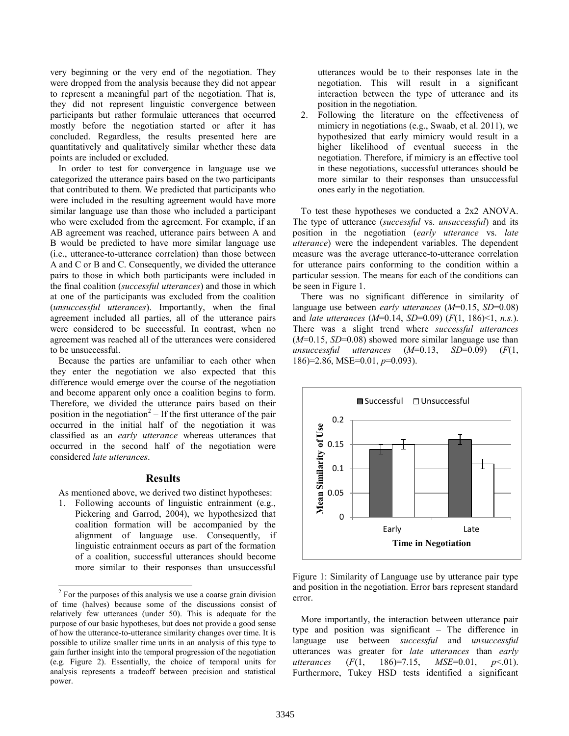very beginning or the very end of the negotiation. They were dropped from the analysis because they did not appear to represent a meaningful part of the negotiation. That is, they did not represent linguistic convergence between participants but rather formulaic utterances that occurred mostly before the negotiation started or after it has concluded. Regardless, the results presented here are quantitatively and qualitatively similar whether these data points are included or excluded.

In order to test for convergence in language use we categorized the utterance pairs based on the two participants that contributed to them. We predicted that participants who were included in the resulting agreement would have more similar language use than those who included a participant who were excluded from the agreement. For example, if an AB agreement was reached, utterance pairs between A and B would be predicted to have more similar language use (i.e., utterance-to-utterance correlation) than those between A and C or B and C. Consequently, we divided the utterance pairs to those in which both participants were included in the final coalition (*successful utterances*) and those in which at one of the participants was excluded from the coalition (*unsuccessful utterances*). Importantly, when the final agreement included all parties, all of the utterance pairs were considered to be successful. In contrast, when no agreement was reached all of the utterances were considered to be unsuccessful.

Because the parties are unfamiliar to each other when they enter the negotiation we also expected that this difference would emerge over the course of the negotiation and become apparent only once a coalition begins to form. Therefore, we divided the utterance pairs based on their position in the negotiation[2] – If the first utterance of the pair occurred in the initial half of the negotiation it was classified as an *early utterance* whereas utterances that occurred in the second half of the negotiation were considered *late utterances*.

## Results

As mentioned above, we derived two distinct hypotheses:

1. Following accounts of linguistic entrainment (e.g., Pickering and Garrod, 2004), we hypothesized that coalition formation will be accompanied by the alignment of language use. Consequently, if linguistic entrainment occurs as part of the formation of a coalition, successful utterances should become more similar to their responses than unsuccessful utterances would be to their responses late in the negotiation. This will result in a significant interaction between the type of utterance and its position in the negotiation.
2. Following the literature on the effectiveness of mimicry in negotiations (e.g., Swaab, et al. 2011), we hypothesized that early mimicry would result in a higher likelihood of eventual success in the negotiation. Therefore, if mimicry is an effective tool in these negotiations, successful utterances should be more similar to their responses than unsuccessful ones early in the negotiation.

To test these hypotheses we conducted a 2x2 ANOVA. The type of utterance (*successful* vs. *unsuccessful*) and its position in the negotiation (*early utterance* vs. *late utterance*) were the independent variables. The dependent measure was the average utterance-to-utterance correlation for utterance pairs conforming to the condition within a particular session. The means for each of the conditions can be seen in Figure 1.

There was no significant difference in similarity of language use between *early utterances* ($M$=0.15, $SD$=0.08) and *late utterances* ($M$=0.14, $SD$=0.09) ($F(1, 186)<1$, *n.s.*). There was a slight trend where *successful utterances* ($M$=0.15, $SD$=0.08) showed more similar language use than *unsuccessful utterances* ($M$=0.13, $SD$=0.09) ($F(1, 186)=2.86$, MSE=0.01, $p$=0.093).

Figure 1: Similarity of Language use by utterance pair type and position in the negotiation. Error bars represent standard error.

More importantly, the interaction between utterance pair type and position was significant – The difference in language use between *successful* and *unsuccessful* utterances was greater for *late utterances* than *early utterances* ($F(1, 186)=7.15$, $MSE$=0.01, $p<.01$). Furthermore, Tukey HSD tests identified a significant

[2] For the purposes of this analysis we use a coarse grain division of time (halves) because some of the discussions consist of relatively few utterances (under 50). This is adequate for the purpose of our basic hypotheses, but does not provide a good sense of how the utterance-to-utterance similarity changes over time. It is possible to utilize smaller time units in an analysis of this type to gain further insight into the temporal progression of the negotiation (e.g. Figure 2). Essentially, the choice of temporal units for analysis represents a tradeoff between precision and statistical power.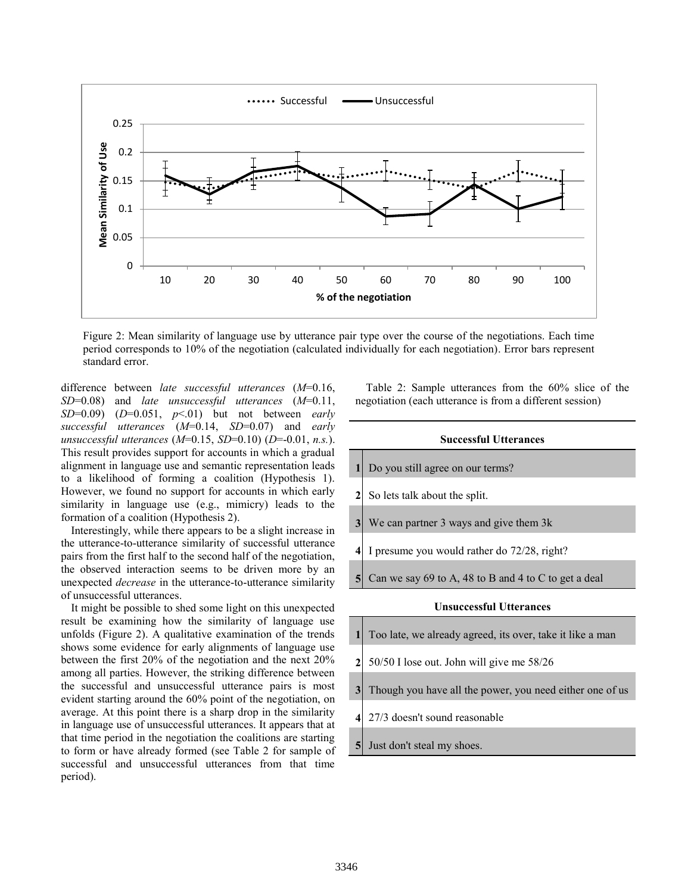Figure 2: Mean similarity of language use by utterance pair type over the course of the negotiations. Each time period corresponds to 10% of the negotiation (calculated individually for each negotiation). Error bars represent standard error.

difference between *late successful utterances* ($M$=0.16, $SD$=0.08) and *late unsuccessful utterances* ($M$=0.11, $SD$=0.09) ($D$=0.051, $p$<.01) but not between *early successful utterances* ($M$=0.14, $SD$=0.07) and *early unsuccessful utterances* ($M$=0.15, $SD$=0.10) ($D$=-0.01, *n.s.*). This result provides support for accounts in which a gradual alignment in language use and semantic representation leads to a likelihood of forming a coalition (Hypothesis 1). However, we found no support for accounts in which early similarity in language use (e.g., mimicry) leads to the formation of a coalition (Hypothesis 2).

Interestingly, while there appears to be a slight increase in the utterance-to-utterance similarity of successful utterance pairs from the first half to the second half of the negotiation, the observed interaction seems to be driven more by an unexpected *decrease* in the utterance-to-utterance similarity of unsuccessful utterances.

It might be possible to shed some light on this unexpected result be examining how the similarity of language use unfolds (Figure 2). A qualitative examination of the trends shows some evidence for early alignments of language use between the first 20% of the negotiation and the next 20% among all parties. However, the striking difference between the successful and unsuccessful utterance pairs is most evident starting around the 60% point of the negotiation, on average. At this point there is a sharp drop in the similarity in language use of unsuccessful utterances. It appears that at that time period in the negotiation the coalitions are starting to form or have already formed (see Table 2 for sample of successful and unsuccessful utterances from that time period).

Table 2: Sample utterances from the 60% slice of the negotiation (each utterance is from a different session)

| | **Successful Utterances** |
|---|---|
| **1** | Do you still agree on our terms? |
| **2** | So lets talk about the split. |
| **3** | We can partner 3 ways and give them 3k |
| **4** | I presume you would rather do 72/28, right? |
| **5** | Can we say 69 to A, 48 to B and 4 to C to get a deal |
| | **Unsuccessful Utterances** |
| **1** | Too late, we already agreed, its over, take it like a man |
| **2** | 50/50 I lose out. John will give me 58/26 |
| **3** | Though you have all the power, you need either one of us |
| **4** | 27/3 doesn't sound reasonable |
| **5** | Just don't steal my shoes. |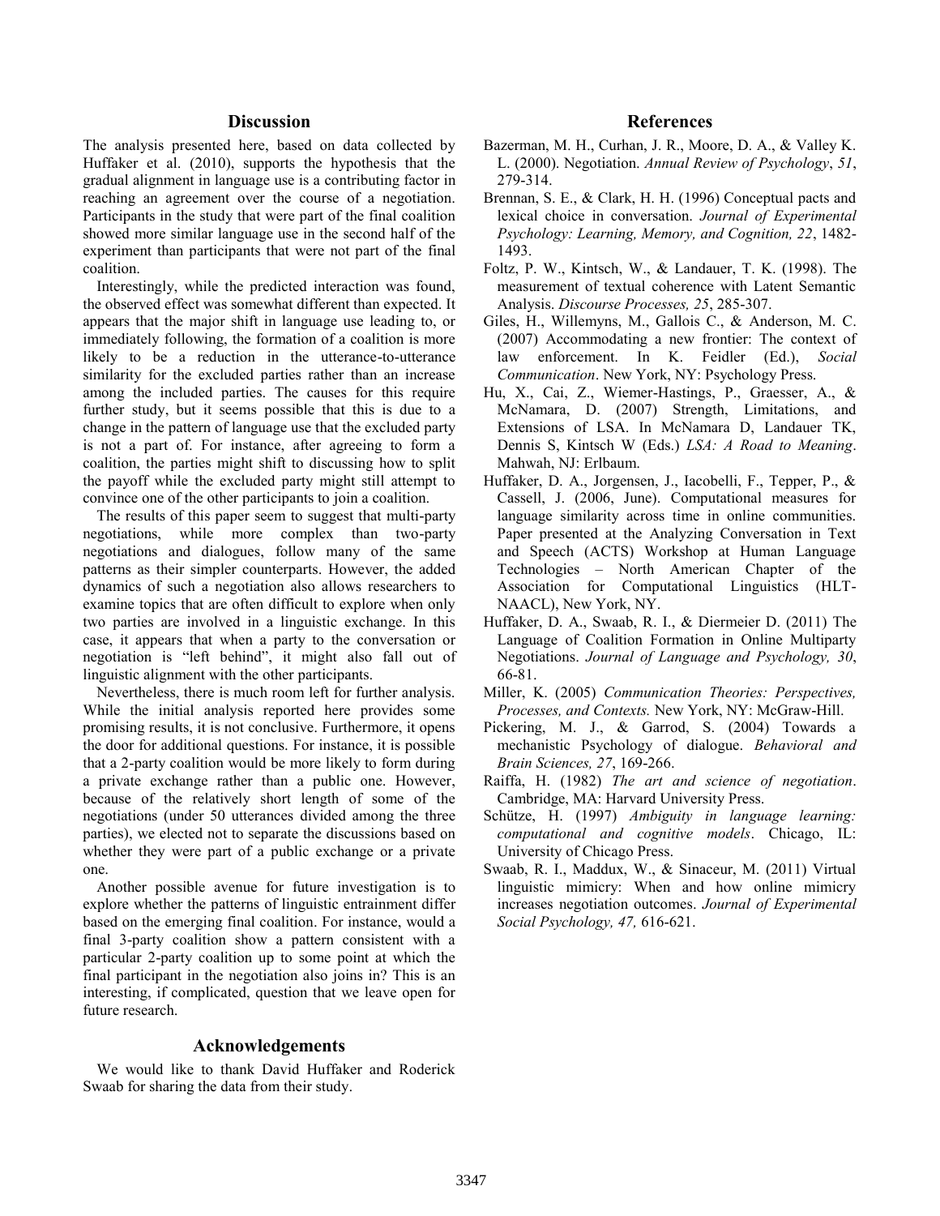## Discussion

The analysis presented here, based on data collected by Huffaker et al. (2010), supports the hypothesis that the gradual alignment in language use is a contributing factor in reaching an agreement over the course of a negotiation. Participants in the study that were part of the final coalition showed more similar language use in the second half of the experiment than participants that were not part of the final coalition.

Interestingly, while the predicted interaction was found, the observed effect was somewhat different than expected. It appears that the major shift in language use leading to, or immediately following, the formation of a coalition is more likely to be a reduction in the utterance-to-utterance similarity for the excluded parties rather than an increase among the included parties. The causes for this require further study, but it seems possible that this is due to a change in the pattern of language use that the excluded party is not a part of. For instance, after agreeing to form a coalition, the parties might shift to discussing how to split the payoff while the excluded party might still attempt to convince one of the other participants to join a coalition.

The results of this paper seem to suggest that multi-party negotiations, while more complex than two-party negotiations and dialogues, follow many of the same patterns as their simpler counterparts. However, the added dynamics of such a negotiation also allows researchers to examine topics that are often difficult to explore when only two parties are involved in a linguistic exchange. In this case, it appears that when a party to the conversation or negotiation is "left behind", it might also fall out of linguistic alignment with the other participants.

Nevertheless, there is much room left for further analysis. While the initial analysis reported here provides some promising results, it is not conclusive. Furthermore, it opens the door for additional questions. For instance, it is possible that a 2-party coalition would be more likely to form during a private exchange rather than a public one. However, because of the relatively short length of some of the negotiations (under 50 utterances divided among the three parties), we elected not to separate the discussions based on whether they were part of a public exchange or a private one.

Another possible avenue for future investigation is to explore whether the patterns of linguistic entrainment differ based on the emerging final coalition. For instance, would a final 3-party coalition show a pattern consistent with a particular 2-party coalition up to some point at which the final participant in the negotiation also joins in? This is an interesting, if complicated, question that we leave open for future research.

## Acknowledgements

We would like to thank David Huffaker and Roderick Swaab for sharing the data from their study.

## References

Bazerman, M. H., Curhan, J. R., Moore, D. A., & Valley K. L. (2000). Negotiation. *Annual Review of Psychology*, *51*, 279-314.

Brennan, S. E., & Clark, H. H. (1996) Conceptual pacts and lexical choice in conversation. *Journal of Experimental Psychology: Learning, Memory, and Cognition, 22*, 1482-1493.

Foltz, P. W., Kintsch, W., & Landauer, T. K. (1998). The measurement of textual coherence with Latent Semantic Analysis. *Discourse Processes, 25*, 285-307.

Giles, H., Willemyns, M., Gallois C., & Anderson, M. C. (2007) Accommodating a new frontier: The context of law enforcement. In K. Feidler (Ed.), *Social Communication*. New York, NY: Psychology Press.

Hu, X., Cai, Z., Wiemer-Hastings, P., Graesser, A., & McNamara, D. (2007) Strength, Limitations, and Extensions of LSA. In McNamara D, Landauer TK, Dennis S, Kintsch W (Eds.) *LSA: A Road to Meaning*. Mahwah, NJ: Erlbaum.

Huffaker, D. A., Jorgensen, J., Iacobelli, F., Tepper, P., & Cassell, J. (2006, June). Computational measures for language similarity across time in online communities. Paper presented at the Analyzing Conversation in Text and Speech (ACTS) Workshop at Human Language Technologies – North American Chapter of the Association for Computational Linguistics (HLT-NAACL), New York, NY.

Huffaker, D. A., Swaab, R. I., & Diermeier D. (2011) The Language of Coalition Formation in Online Multiparty Negotiations. *Journal of Language and Psychology, 30*, 66-81.

Miller, K. (2005) *Communication Theories: Perspectives, Processes, and Contexts.* New York, NY: McGraw-Hill.

Pickering, M. J., & Garrod, S. (2004) Towards a mechanistic Psychology of dialogue. *Behavioral and Brain Sciences, 27*, 169-266.

Raiffa, H. (1982) *The art and science of negotiation*. Cambridge, MA: Harvard University Press.

Schütze, H. (1997) *Ambiguity in language learning: computational and cognitive models*. Chicago, IL: University of Chicago Press.

Swaab, R. I., Maddux, W., & Sinaceur, M. (2011) Virtual linguistic mimicry: When and how online mimicry increases negotiation outcomes. *Journal of Experimental Social Psychology, 47,* 616-621.